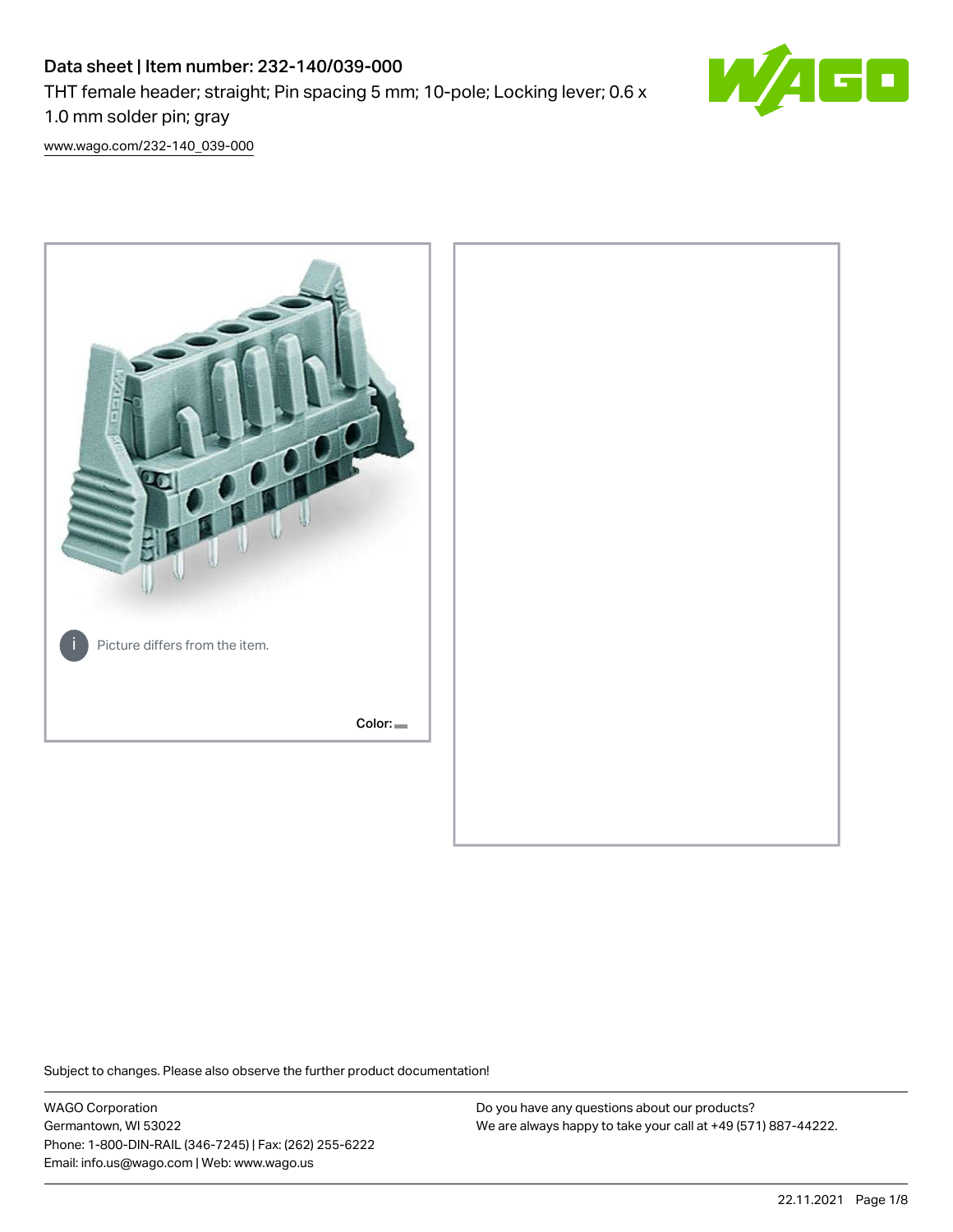# Data sheet | Item number: 232-140/039-000

THT female header; straight; Pin spacing 5 mm; 10-pole; Locking lever; 0.6 x 1.0 mm solder pin; gray

www.wago.com/232-140_039-000

Picture differs from the item.

Color:

Subject to changes. Please also observe the further product documentation!

WAGO Corporation
Germantown, WI 53022
Phone: 1-800-DIN-RAIL (346-7245) | Fax: (262) 255-6222
Email: info.us@wago.com | Web: www.wago.us

Do you have any questions about our products?
We are always happy to take your call at +49 (571) 887-44222.

22.11.2021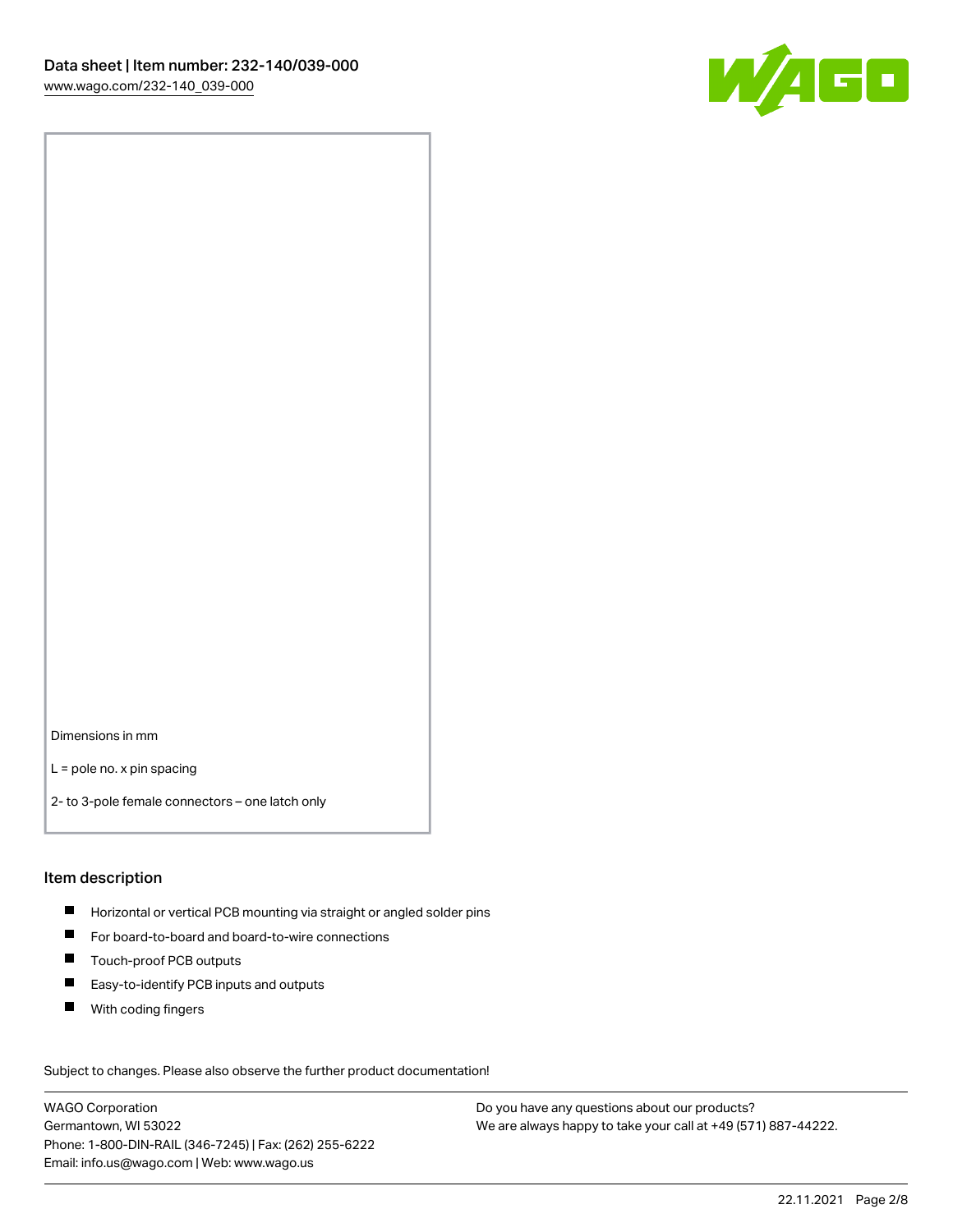Dimensions in mm

L = pole no. x pin spacing

2- to 3-pole female connectors – one latch only

## Item description

- Horizontal or vertical PCB mounting via straight or angled solder pins
- For board-to-board and board-to-wire connections
- Touch-proof PCB outputs
- Easy-to-identify PCB inputs and outputs
- With coding fingers

Subject to changes. Please also observe the further product documentation!

WAGO Corporation
Germantown, WI 53022
Phone: 1-800-DIN-RAIL (346-7245) | Fax: (262) 255-6222
Email: info.us@wago.com | Web: www.wago.us

Do you have any questions about our products?
We are always happy to take your call at +49 (571) 887-44222.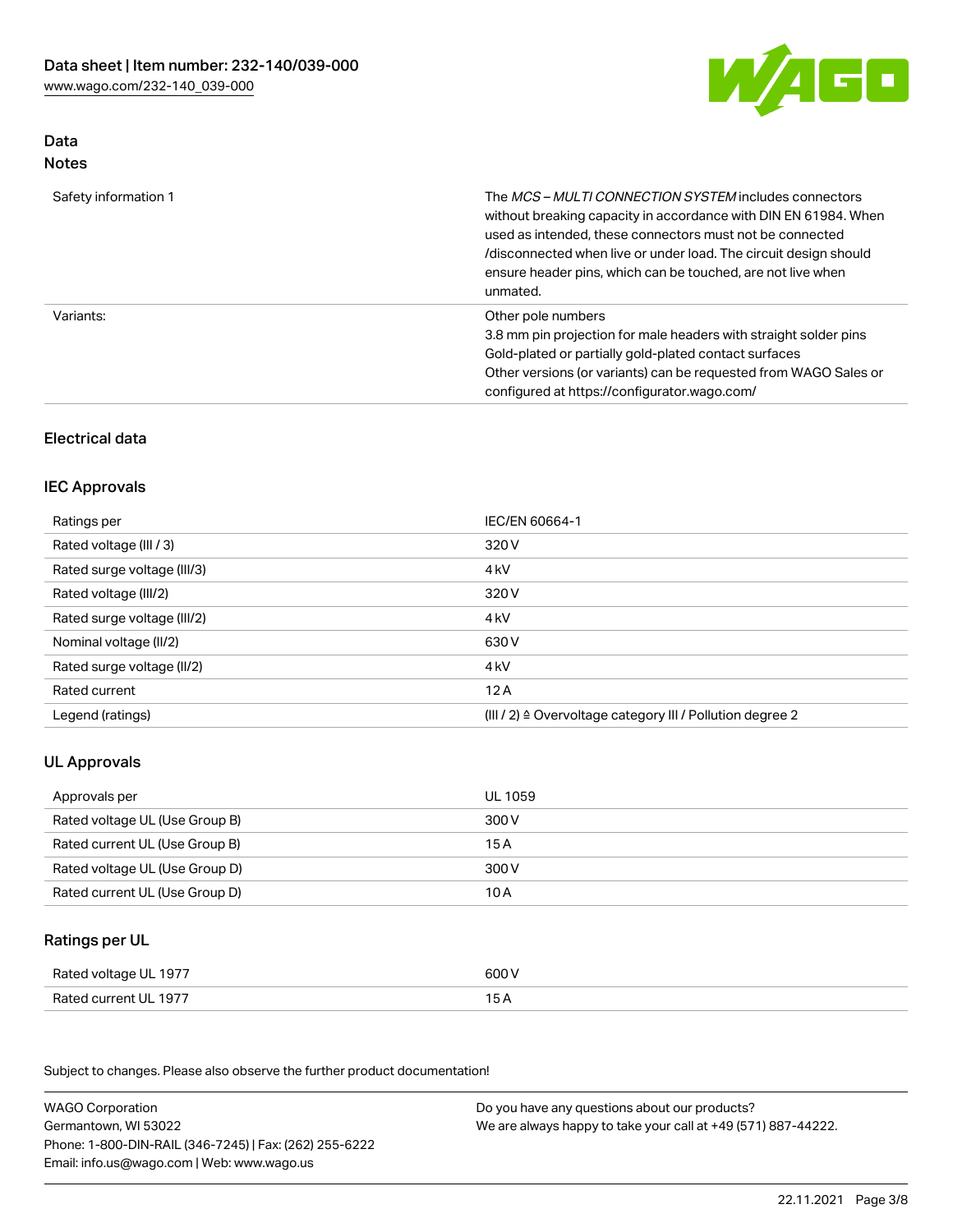## Data
### Notes

| | |
|---|---|
| Safety information 1 | The *MCS – MULTI CONNECTION SYSTEM* includes connectors without breaking capacity in accordance with DIN EN 61984. When used as intended, these connectors must not be connected /disconnected when live or under load. The circuit design should ensure header pins, which can be touched, are not live when unmated. |
| Variants: | Other pole numbers<br>3.8 mm pin projection for male headers with straight solder pins<br>Gold-plated or partially gold-plated contact surfaces<br>Other versions (or variants) can be requested from WAGO Sales or configured at https://configurator.wago.com/ |

## Electrical data

### IEC Approvals

| | |
|---|---|
| Ratings per | IEC/EN 60664-1 |
| Rated voltage (III / 3) | 320 V |
| Rated surge voltage (III/3) | 4 kV |
| Rated voltage (III/2) | 320 V |
| Rated surge voltage (III/2) | 4 kV |
| Nominal voltage (II/2) | 630 V |
| Rated surge voltage (II/2) | 4 kV |
| Rated current | 12 A |
| Legend (ratings) | (III / 2) ≙ Overvoltage category III / Pollution degree 2 |

### UL Approvals

| | |
|---|---|
| Approvals per | UL 1059 |
| Rated voltage UL (Use Group B) | 300 V |
| Rated current UL (Use Group B) | 15 A |
| Rated voltage UL (Use Group D) | 300 V |
| Rated current UL (Use Group D) | 10 A |

### Ratings per UL

| | |
|---|---|
| Rated voltage UL 1977 | 600 V |
| Rated current UL 1977 | 15 A |

Subject to changes. Please also observe the further product documentation!

WAGO Corporation
Germantown, WI 53022
Phone: 1-800-DIN-RAIL (346-7245) | Fax: (262) 255-6222
Email: info.us@wago.com | Web: www.wago.us

Do you have any questions about our products?
We are always happy to take your call at +49 (571) 887-44222.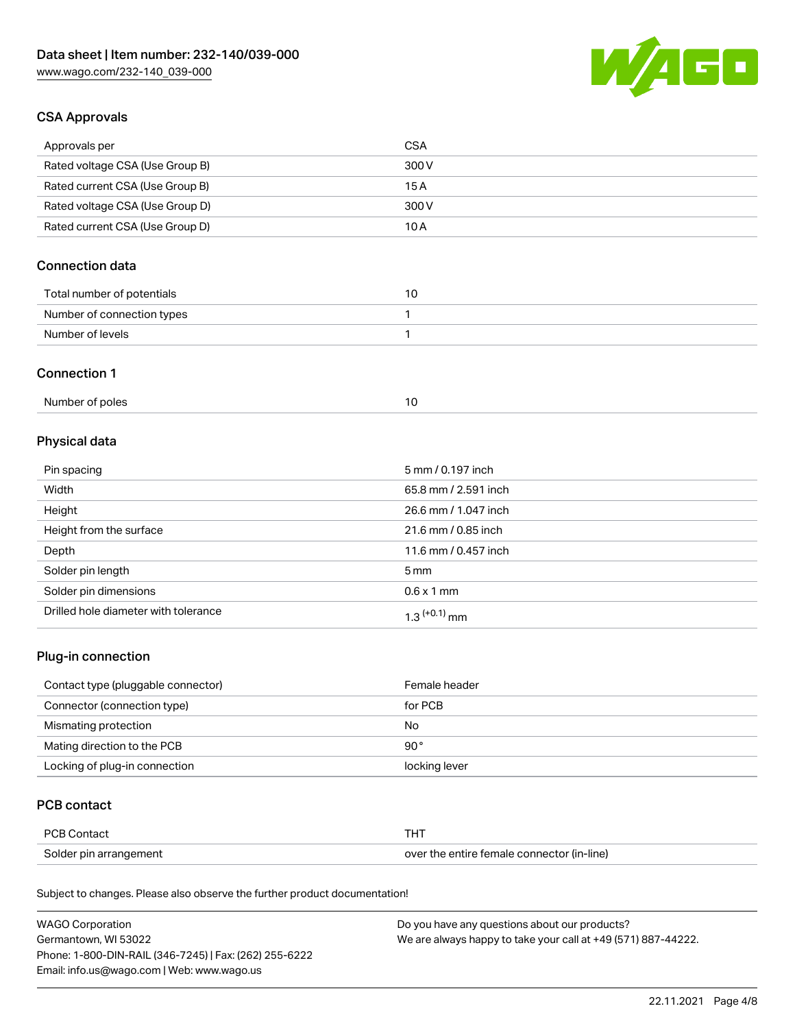## CSA Approvals

| Approvals per | CSA |
| --- | --- |
| Rated voltage CSA (Use Group B) | 300 V |
| Rated current CSA (Use Group B) | 15 A |
| Rated voltage CSA (Use Group D) | 300 V |
| Rated current CSA (Use Group D) | 10 A |

## Connection data

| Total number of potentials | 10 |
| --- | --- |
| Number of connection types | 1 |
| Number of levels | 1 |

## Connection 1

| Number of poles | 10 |
| --- | --- |

## Physical data

| Pin spacing | 5 mm / 0.197 inch |
| --- | --- |
| Width | 65.8 mm / 2.591 inch |
| Height | 26.6 mm / 1.047 inch |
| Height from the surface | 21.6 mm / 0.85 inch |
| Depth | 11.6 mm / 0.457 inch |
| Solder pin length | 5 mm |
| Solder pin dimensions | 0.6 x 1 mm |
| Drilled hole diameter with tolerance | $1.3^{(+0.1)}$ mm |

## Plug-in connection

| Contact type (pluggable connector) | Female header |
| --- | --- |
| Connector (connection type) | for PCB |
| Mismating protection | No |
| Mating direction to the PCB | 90 ° |
| Locking of plug-in connection | locking lever |

## PCB contact

| PCB Contact | THT |
| --- | --- |
| Solder pin arrangement | over the entire female connector (in-line) |

Subject to changes. Please also observe the further product documentation!

WAGO Corporation
Germantown, WI 53022
Phone: 1-800-DIN-RAIL (346-7245) | Fax: (262) 255-6222
Email: info.us@wago.com | Web: www.wago.us

Do you have any questions about our products?
We are always happy to take your call at +49 (571) 887-44222.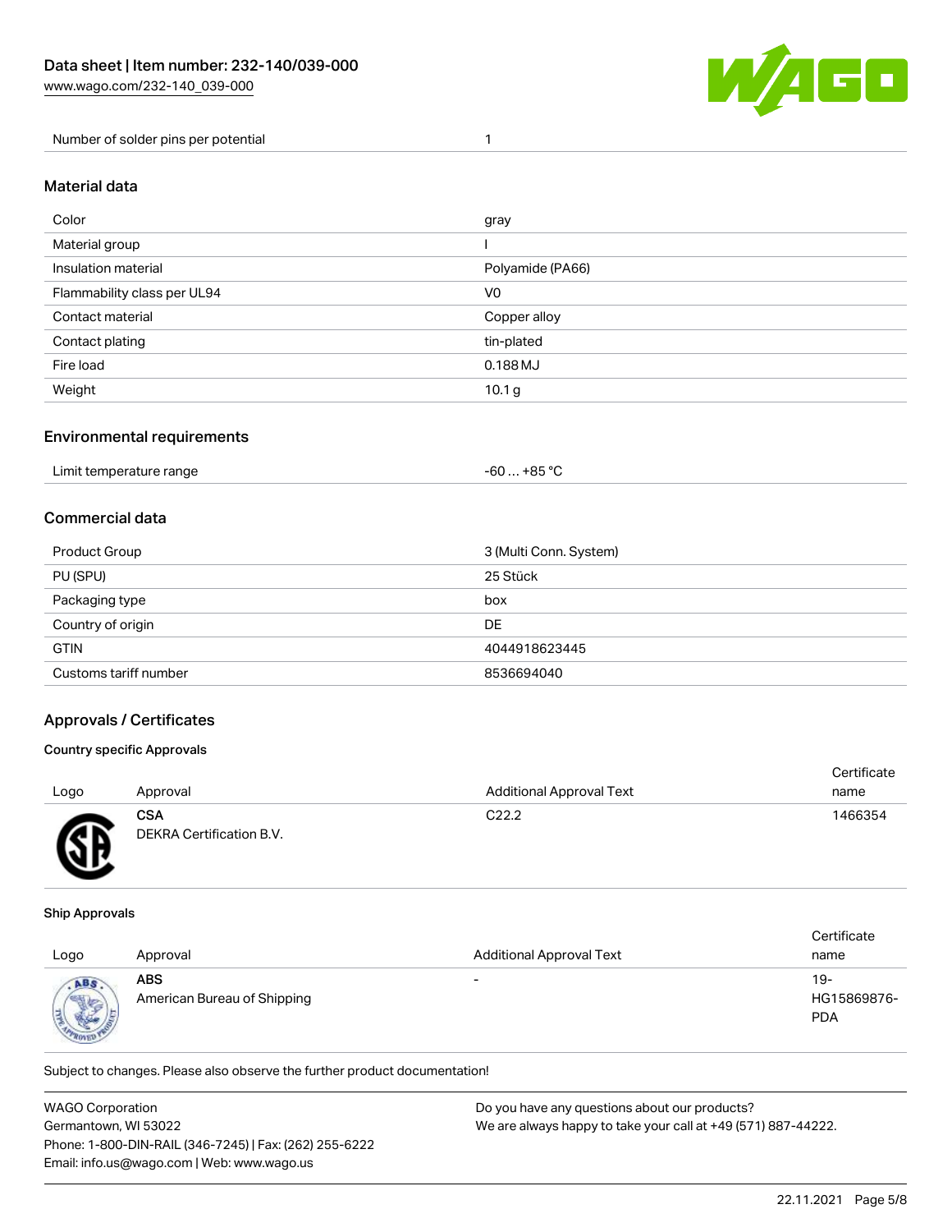| Number of solder pins per potential | 1 |
| --- | --- |

## Material data

| Color | gray |
| --- | --- |
| Material group | I |
| Insulation material | Polyamide (PA66) |
| Flammability class per UL94 | V0 |
| Contact material | Copper alloy |
| Contact plating | tin-plated |
| Fire load | 0.188 MJ |
| Weight | 10.1 g |

## Environmental requirements

| Limit temperature range | -60 … +85 °C |
| --- | --- |

## Commercial data

| Product Group | 3 (Multi Conn. System) |
| --- | --- |
| PU (SPU) | 25 Stück |
| Packaging type | box |
| Country of origin | DE |
| GTIN | 4044918623445 |
| Customs tariff number | 8536694040 |

## Approvals / Certificates

### Country specific Approvals

| Logo | Approval | Additional Approval Text | Certificate name |
| --- | --- | --- | --- |
| | **CSA** DEKRA Certification B.V. | C22.2 | 1466354 |

### Ship Approvals

| Logo | Approval | Additional Approval Text | Certificate name |
| --- | --- | --- | --- |
| | **ABS** American Bureau of Shipping | - | 19-HG15869876-PDA |

Subject to changes. Please also observe the further product documentation!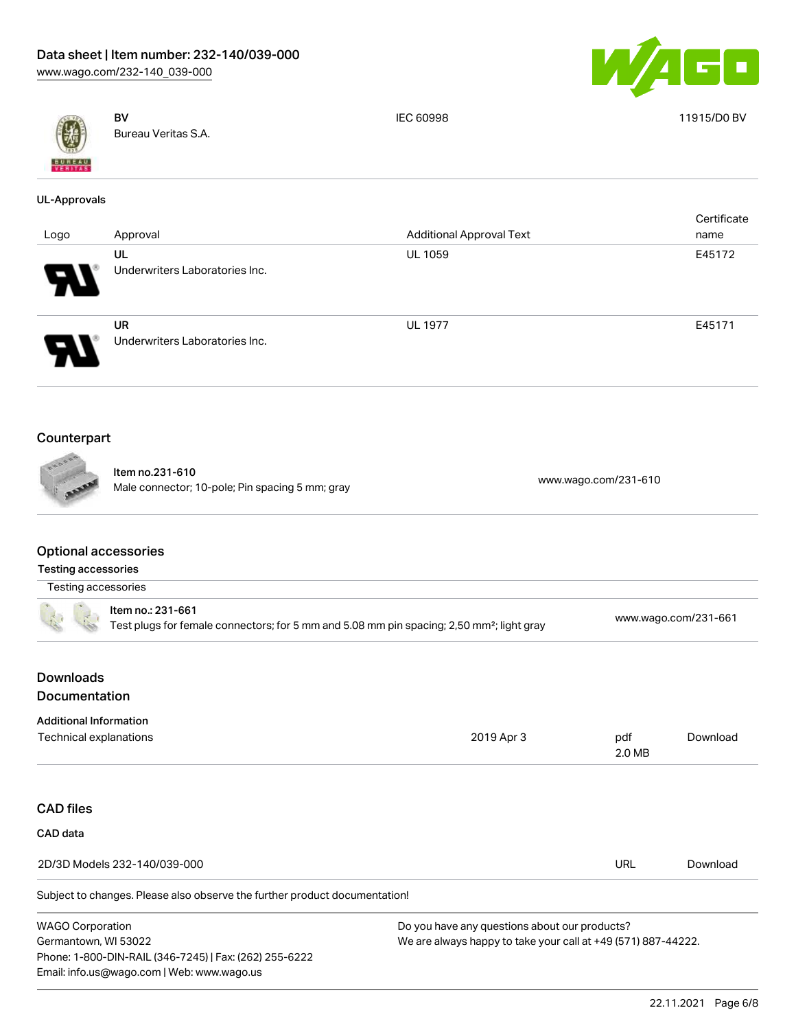| | | | |
|---|---|---|---|
| | **BV**<br>Bureau Veritas S.A. | IEC 60998 | 11915/D0 BV |

**UL-Approvals**

| Logo | Approval | Additional Approval Text | Certificate name |
|---|---|---|---|
| | **UL**<br>Underwriters Laboratories Inc. | UL 1059 | E45172 |
| | **UR**<br>Underwriters Laboratories Inc. | UL 1977 | E45171 |

## Counterpart

| | | |
|---|---|---|
| | **Item no.231-610**<br>Male connector; 10-pole; Pin spacing 5 mm; gray | www.wago.com/231-610 |

## Optional accessories

**Testing accessories**

| Testing accessories | | |
|---|---|---|
| | **Item no.: 231-661**<br>Test plugs for female connectors; for 5 mm and 5.08 mm pin spacing; 2,50 mm²; light gray | www.wago.com/231-661 |

## Downloads

## Documentation

**Additional Information**

| | | | |
|---|---|---|---|
| Technical explanations | 2019 Apr 3 | pdf<br>2.0 MB | Download |

## CAD files

**CAD data**

| | | |
|---|---|---|
| 2D/3D Models 232-140/039-000 | URL | Download |

Subject to changes. Please also observe the further product documentation!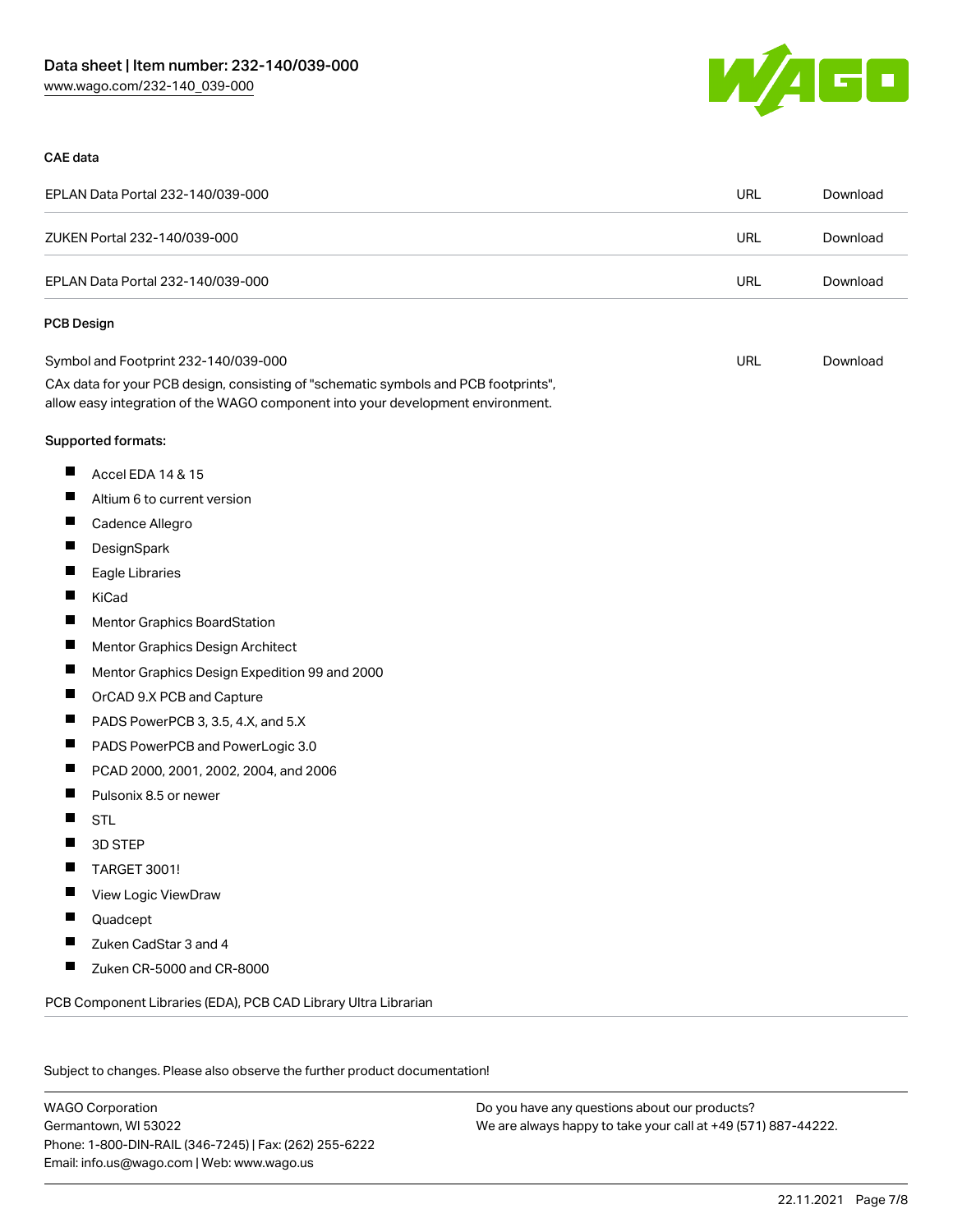Data sheet | Item number: 232-140/039-000
www.wago.com/232-140_039-000

## CAE data

| EPLAN Data Portal 232-140/039-000 | URL | Download |
|---|---|---|
| ZUKEN Portal 232-140/039-000 | URL | Download |
| EPLAN Data Portal 232-140/039-000 | URL | Download |

## PCB Design

| Symbol and Footprint 232-140/039-000 | URL | Download |
|---|---|---|

CAx data for your PCB design, consisting of "schematic symbols and PCB footprints", allow easy integration of the WAGO component into your development environment.

Supported formats:

- Accel EDA 14 & 15
- Altium 6 to current version
- Cadence Allegro
- DesignSpark
- Eagle Libraries
- KiCad
- Mentor Graphics BoardStation
- Mentor Graphics Design Architect
- Mentor Graphics Design Expedition 99 and 2000
- OrCAD 9.X PCB and Capture
- PADS PowerPCB 3, 3.5, 4.X, and 5.X
- PADS PowerPCB and PowerLogic 3.0
- PCAD 2000, 2001, 2002, 2004, and 2006
- Pulsonix 8.5 or newer
- STL
- 3D STEP
- TARGET 3001!
- View Logic ViewDraw
- Quadcept
- Zuken CadStar 3 and 4
- Zuken CR-5000 and CR-8000

PCB Component Libraries (EDA), PCB CAD Library Ultra Librarian

Subject to changes. Please also observe the further product documentation!

WAGO Corporation
Germantown, WI 53022
Phone: 1-800-DIN-RAIL (346-7245) | Fax: (262) 255-6222
Email: info.us@wago.com | Web: www.wago.us

Do you have any questions about our products?
We are always happy to take your call at +49 (571) 887-44222.

22.11.2021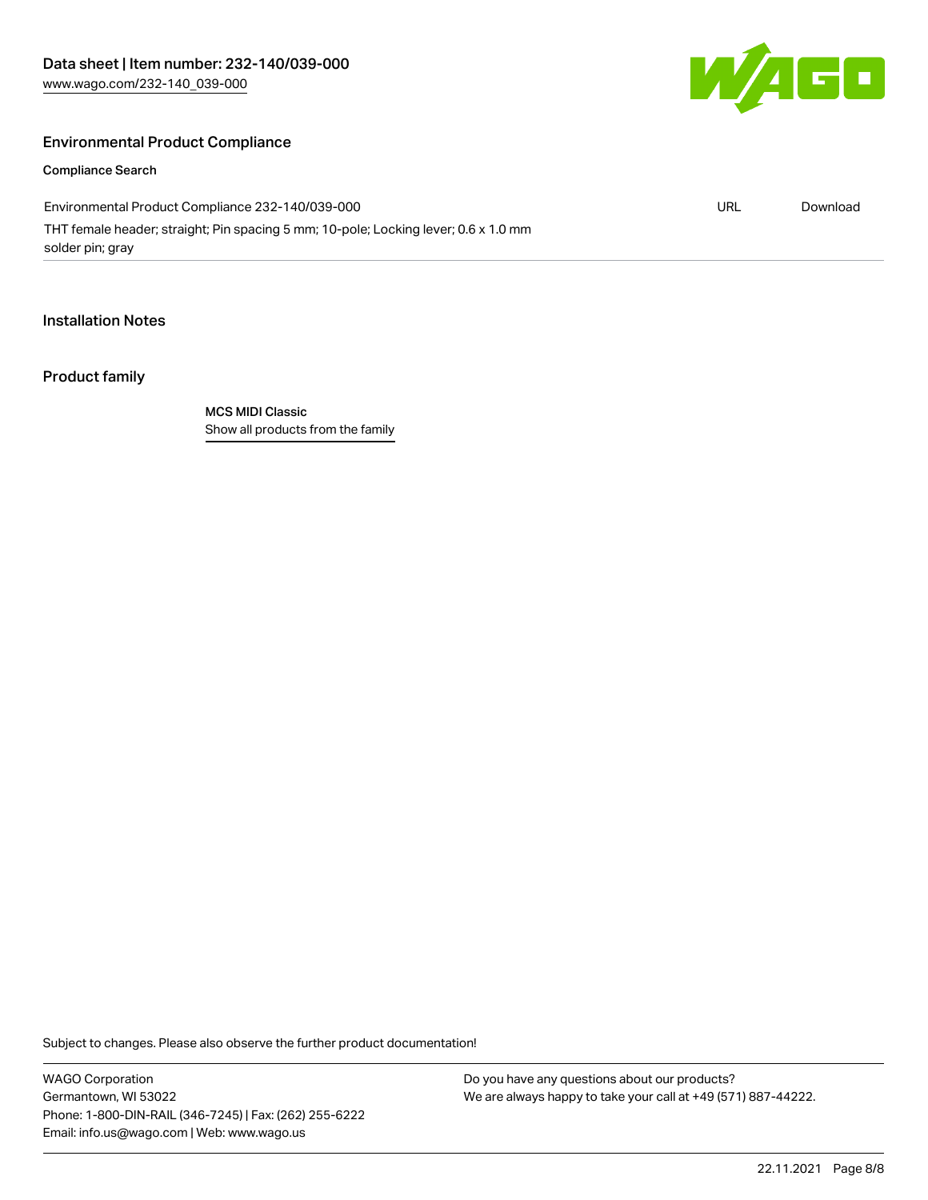## Environmental Product Compliance

### Compliance Search

| | | |
|---|---|---|
| Environmental Product Compliance 232-140/039-000<br>THT female header; straight; Pin spacing 5 mm; 10-pole; Locking lever; 0.6 x 1.0 mm solder pin; gray | URL | Download |

## Installation Notes

## Product family

MCS MIDI Classic
Show all products from the family

Subject to changes. Please also observe the further product documentation!

WAGO Corporation
Germantown, WI 53022
Phone: 1-800-DIN-RAIL (346-7245) | Fax: (262) 255-6222
Email: info.us@wago.com | Web: www.wago.us

Do you have any questions about our products?
We are always happy to take your call at +49 (571) 887-44222.

22.11.2021